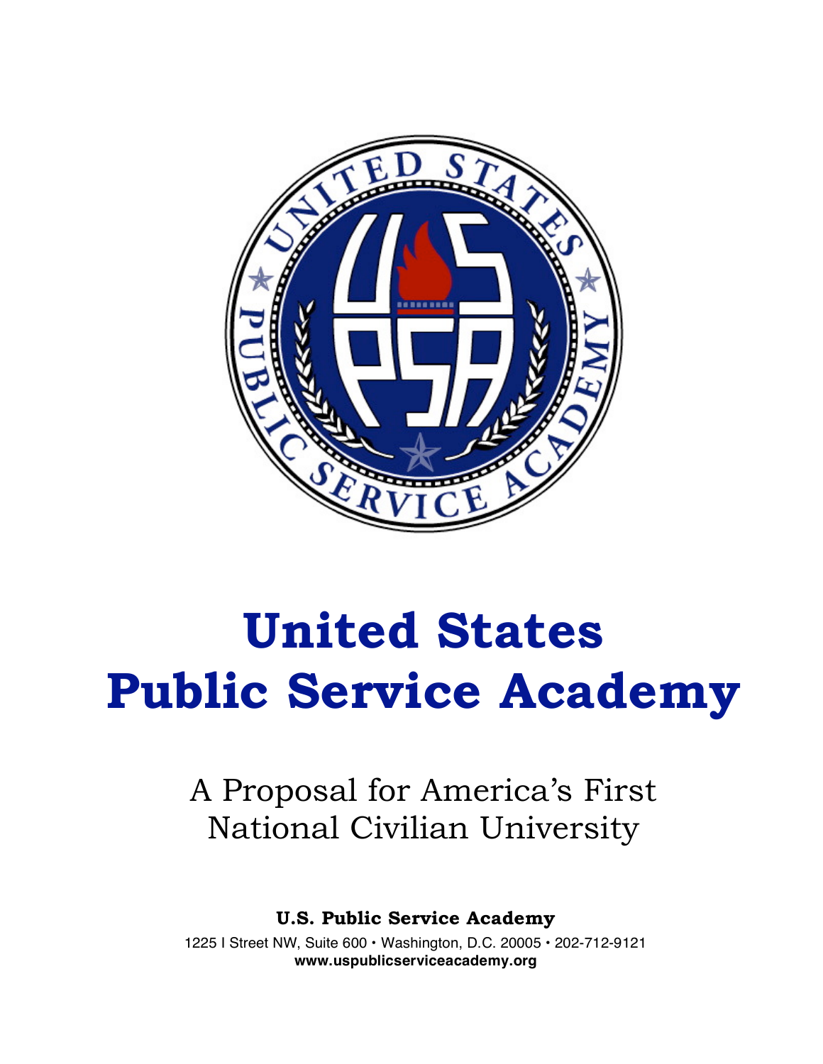# United States Public Service Academy

A Proposal for America's First National Civilian University

**U.S. Public Service Academy**

1225 I Street NW, Suite 600 • Washington, D.C. 20005 • 202-712-9121

**www.uspublicserviceacademy.org**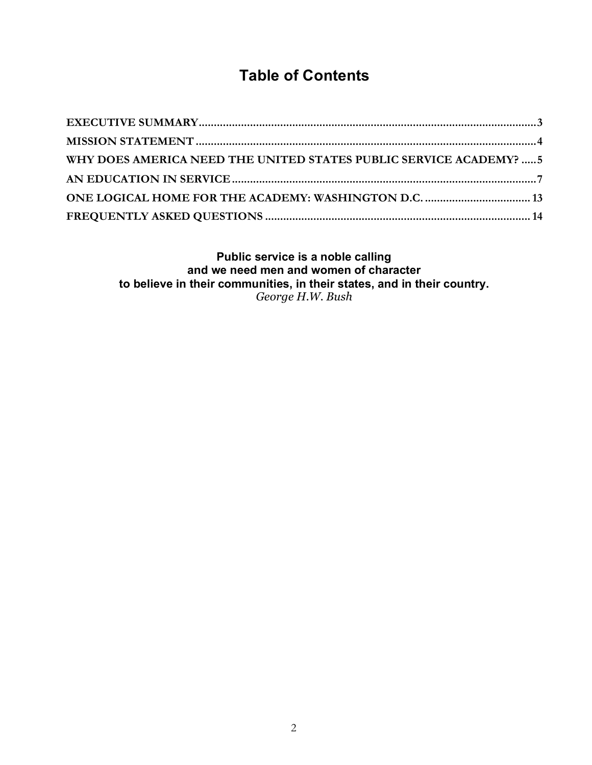# Table of Contents

EXECUTIVE SUMMARY ........................................................................................................ 3

MISSION STATEMENT ........................................................................................................ 4

WHY DOES AMERICA NEED THE UNITED STATES PUBLIC SERVICE ACADEMY? ..... 5

AN EDUCATION IN SERVICE ........................................................................................................ 7

ONE LOGICAL HOME FOR THE ACADEMY: WASHINGTON D.C. .................................... 13

FREQUENTLY ASKED QUESTIONS ........................................................................................ 14

**Public service is a noble calling**
**and we need men and women of character**
**to believe in their communities, in their states, and in their country.**
*George H.W. Bush*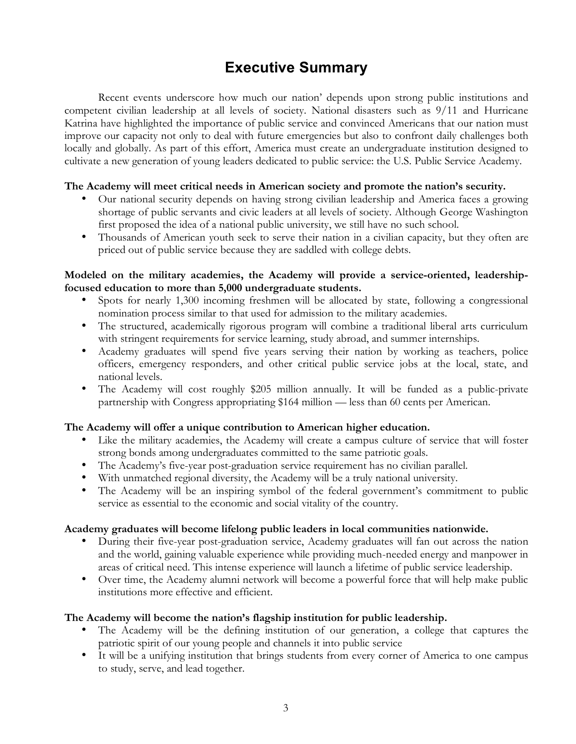# Executive Summary

Recent events underscore how much our nation' depends upon strong public institutions and competent civilian leadership at all levels of society. National disasters such as 9/11 and Hurricane Katrina have highlighted the importance of public service and convinced Americans that our nation must improve our capacity not only to deal with future emergencies but also to confront daily challenges both locally and globally. As part of this effort, America must create an undergraduate institution designed to cultivate a new generation of young leaders dedicated to public service: the U.S. Public Service Academy.

**The Academy will meet critical needs in American society and promote the nation's security.**

- Our national security depends on having strong civilian leadership and America faces a growing shortage of public servants and civic leaders at all levels of society. Although George Washington first proposed the idea of a national public university, we still have no such school.
- Thousands of American youth seek to serve their nation in a civilian capacity, but they often are priced out of public service because they are saddled with college debts.

**Modeled on the military academies, the Academy will provide a service-oriented, leadership-focused education to more than 5,000 undergraduate students.**

- Spots for nearly 1,300 incoming freshmen will be allocated by state, following a congressional nomination process similar to that used for admission to the military academies.
- The structured, academically rigorous program will combine a traditional liberal arts curriculum with stringent requirements for service learning, study abroad, and summer internships.
- Academy graduates will spend five years serving their nation by working as teachers, police officers, emergency responders, and other critical public service jobs at the local, state, and national levels.
- The Academy will cost roughly $205 million annually. It will be funded as a public-private partnership with Congress appropriating $164 million — less than 60 cents per American.

**The Academy will offer a unique contribution to American higher education.**

- Like the military academies, the Academy will create a campus culture of service that will foster strong bonds among undergraduates committed to the same patriotic goals.
- The Academy's five-year post-graduation service requirement has no civilian parallel.
- With unmatched regional diversity, the Academy will be a truly national university.
- The Academy will be an inspiring symbol of the federal government's commitment to public service as essential to the economic and social vitality of the country.

**Academy graduates will become lifelong public leaders in local communities nationwide.**

- During their five-year post-graduation service, Academy graduates will fan out across the nation and the world, gaining valuable experience while providing much-needed energy and manpower in areas of critical need. This intense experience will launch a lifetime of public service leadership.
- Over time, the Academy alumni network will become a powerful force that will help make public institutions more effective and efficient.

**The Academy will become the nation's flagship institution for public leadership.**

- The Academy will be the defining institution of our generation, a college that captures the patriotic spirit of our young people and channels it into public service
- It will be a unifying institution that brings students from every corner of America to one campus to study, serve, and lead together.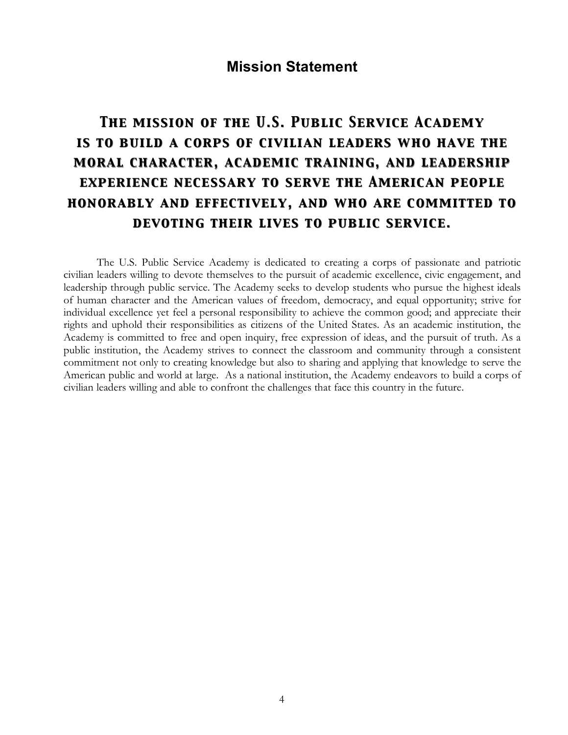## Mission Statement

**The mission of the U.S. Public Service Academy is to build a corps of civilian leaders who have the moral character, academic training, and leadership experience necessary to serve the American people honorably and effectively, and who are committed to devoting their lives to public service.**

The U.S. Public Service Academy is dedicated to creating a corps of passionate and patriotic civilian leaders willing to devote themselves to the pursuit of academic excellence, civic engagement, and leadership through public service. The Academy seeks to develop students who pursue the highest ideals of human character and the American values of freedom, democracy, and equal opportunity; strive for individual excellence yet feel a personal responsibility to achieve the common good; and appreciate their rights and uphold their responsibilities as citizens of the United States. As an academic institution, the Academy is committed to free and open inquiry, free expression of ideas, and the pursuit of truth. As a public institution, the Academy strives to connect the classroom and community through a consistent commitment not only to creating knowledge but also to sharing and applying that knowledge to serve the American public and world at large. As a national institution, the Academy endeavors to build a corps of civilian leaders willing and able to confront the challenges that face this country in the future.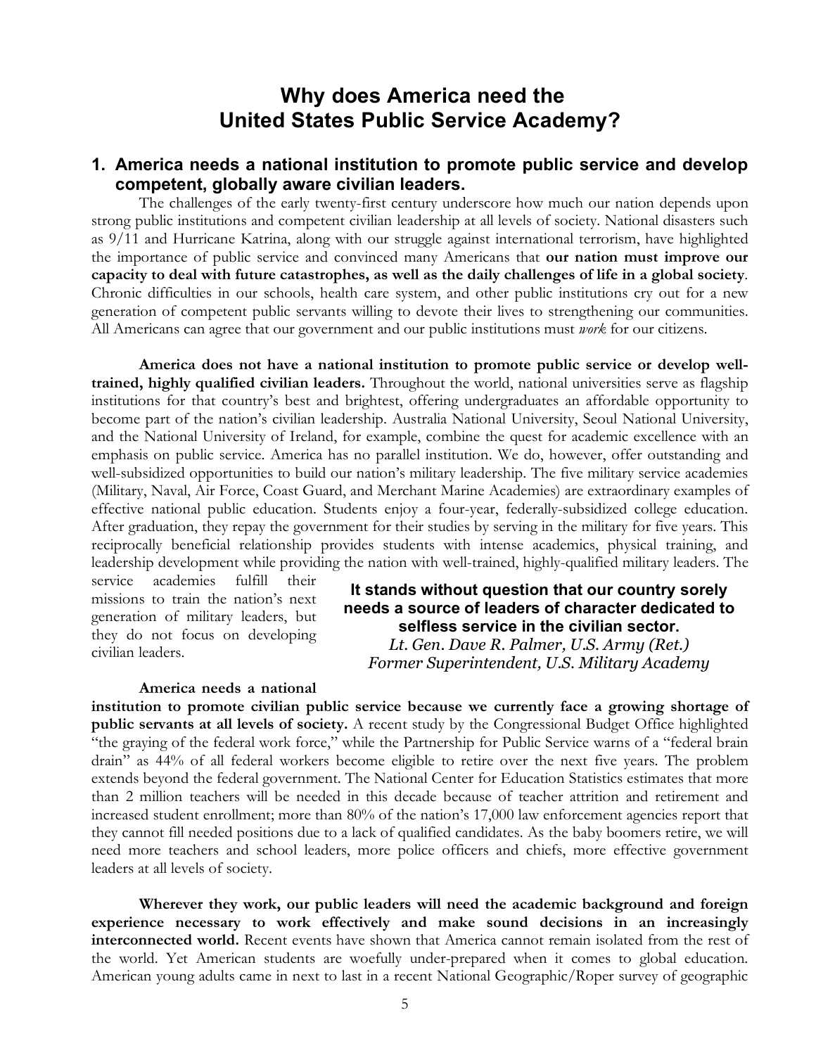# Why does America need the United States Public Service Academy?

## 1. America needs a national institution to promote public service and develop competent, globally aware civilian leaders.

The challenges of the early twenty-first century underscore how much our nation depends upon strong public institutions and competent civilian leadership at all levels of society. National disasters such as 9/11 and Hurricane Katrina, along with our struggle against international terrorism, have highlighted the importance of public service and convinced many Americans that **our nation must improve our capacity to deal with future catastrophes, as well as the daily challenges of life in a global society**. Chronic difficulties in our schools, health care system, and other public institutions cry out for a new generation of competent public servants willing to devote their lives to strengthening our communities. All Americans can agree that our government and our public institutions must *work* for our citizens.

**America does not have a national institution to promote public service or develop well-trained, highly qualified civilian leaders.** Throughout the world, national universities serve as flagship institutions for that country's best and brightest, offering undergraduates an affordable opportunity to become part of the nation's civilian leadership. Australia National University, Seoul National University, and the National University of Ireland, for example, combine the quest for academic excellence with an emphasis on public service. America has no parallel institution. We do, however, offer outstanding and well-subsidized opportunities to build our nation's military leadership. The five military service academies (Military, Naval, Air Force, Coast Guard, and Merchant Marine Academies) are extraordinary examples of effective national public education. Students enjoy a four-year, federally-subsidized college education. After graduation, they repay the government for their studies by serving in the military for five years. This reciprocally beneficial relationship provides students with intense academics, physical training, and leadership development while providing the nation with well-trained, highly-qualified military leaders. The service academies fulfill their missions to train the nation's next generation of military leaders, but they do not focus on developing civilian leaders.

> **It stands without question that our country sorely needs a source of leaders of character dedicated to selfless service in the civilian sector.**
> *Lt. Gen. Dave R. Palmer, U.S. Army (Ret.)*
> *Former Superintendent, U.S. Military Academy*

**America needs a national institution to promote civilian public service because we currently face a growing shortage of public servants at all levels of society.** A recent study by the Congressional Budget Office highlighted "the graying of the federal work force," while the Partnership for Public Service warns of a "federal brain drain" as 44% of all federal workers become eligible to retire over the next five years. The problem extends beyond the federal government. The National Center for Education Statistics estimates that more than 2 million teachers will be needed in this decade because of teacher attrition and retirement and increased student enrollment; more than 80% of the nation's 17,000 law enforcement agencies report that they cannot fill needed positions due to a lack of qualified candidates. As the baby boomers retire, we will need more teachers and school leaders, more police officers and chiefs, more effective government leaders at all levels of society.

**Wherever they work, our public leaders will need the academic background and foreign experience necessary to work effectively and make sound decisions in an increasingly interconnected world.** Recent events have shown that America cannot remain isolated from the rest of the world. Yet American students are woefully under-prepared when it comes to global education. American young adults came in next to last in a recent National Geographic/Roper survey of geographic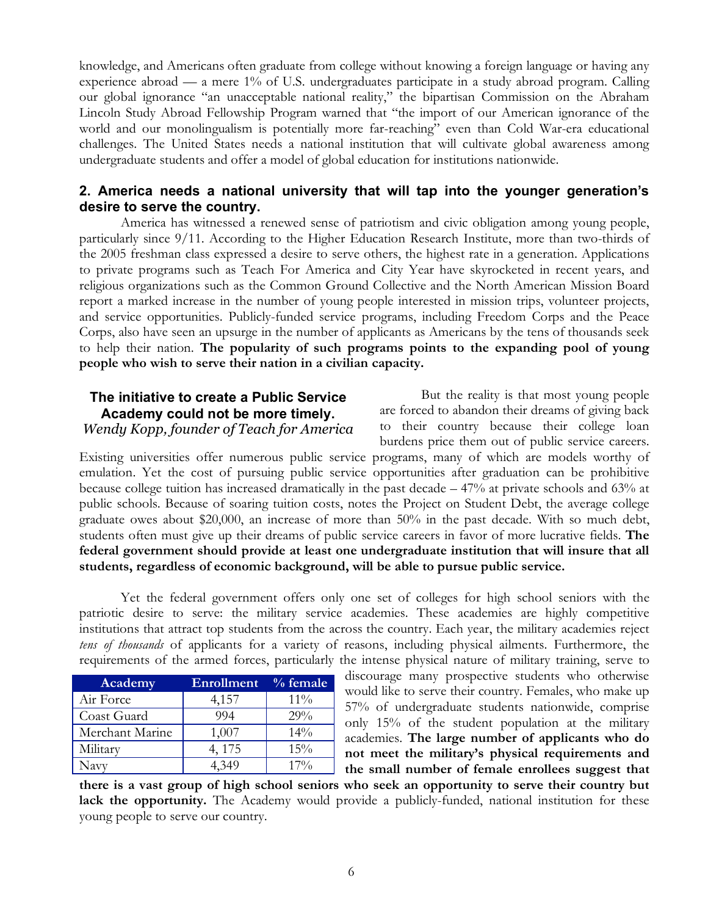knowledge, and Americans often graduate from college without knowing a foreign language or having any experience abroad — a mere 1% of U.S. undergraduates participate in a study abroad program. Calling our global ignorance "an unacceptable national reality," the bipartisan Commission on the Abraham Lincoln Study Abroad Fellowship Program warned that "the import of our American ignorance of the world and our monolingualism is potentially more far-reaching" even than Cold War-era educational challenges. The United States needs a national institution that will cultivate global awareness among undergraduate students and offer a model of global education for institutions nationwide.

### 2. America needs a national university that will tap into the younger generation's desire to serve the country.

America has witnessed a renewed sense of patriotism and civic obligation among young people, particularly since 9/11. According to the Higher Education Research Institute, more than two-thirds of the 2005 freshman class expressed a desire to serve others, the highest rate in a generation. Applications to private programs such as Teach For America and City Year have skyrocketed in recent years, and religious organizations such as the Common Ground Collective and the North American Mission Board report a marked increase in the number of young people interested in mission trips, volunteer projects, and service opportunities. Publicly-funded service programs, including Freedom Corps and the Peace Corps, also have seen an upsurge in the number of applicants as Americans by the tens of thousands seek to help their nation. **The popularity of such programs points to the expanding pool of young people who wish to serve their nation in a civilian capacity.**

**The initiative to create a Public Service Academy could not be more timely.**
*Wendy Kopp, founder of Teach for America*

But the reality is that most young people are forced to abandon their dreams of giving back to their country because their college loan burdens price them out of public service careers. Existing universities offer numerous public service programs, many of which are models worthy of emulation. Yet the cost of pursuing public service opportunities after graduation can be prohibitive because college tuition has increased dramatically in the past decade – 47% at private schools and 63% at public schools. Because of soaring tuition costs, notes the Project on Student Debt, the average college graduate owes about $20,000, an increase of more than 50% in the past decade. With so much debt, students often must give up their dreams of public service careers in favor of more lucrative fields. **The federal government should provide at least one undergraduate institution that will insure that all students, regardless of economic background, will be able to pursue public service.**

Yet the federal government offers only one set of colleges for high school seniors with the patriotic desire to serve: the military service academies. These academies are highly competitive institutions that attract top students from the across the country. Each year, the military academies reject *tens of thousands* of applicants for a variety of reasons, including physical ailments. Furthermore, the requirements of the armed forces, particularly the intense physical nature of military training, serve to discourage many prospective students who otherwise would like to serve their country. Females, who make up 57% of undergraduate students nationwide, comprise only 15% of the student population at the military academies. **The large number of applicants who do not meet the military's physical requirements and the small number of female enrollees suggest that there is a vast group of high school seniors who seek an opportunity to serve their country but lack the opportunity.** The Academy would provide a publicly-funded, national institution for these young people to serve our country.

| Academy | Enrollment | % female |
|---|---|---|
| Air Force | 4,157 | 11% |
| Coast Guard | 994 | 29% |
| Merchant Marine | 1,007 | 14% |
| Military | 4, 175 | 15% |
| Navy | 4,349 | 17% |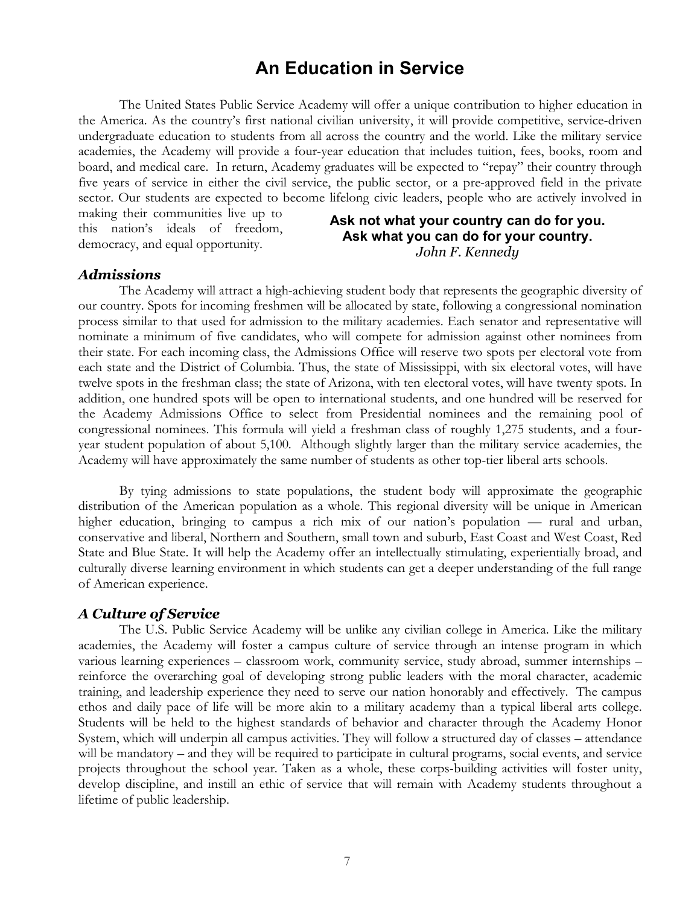# An Education in Service

The United States Public Service Academy will offer a unique contribution to higher education in the America. As the country's first national civilian university, it will provide competitive, service-driven undergraduate education to students from all across the country and the world. Like the military service academies, the Academy will provide a four-year education that includes tuition, fees, books, room and board, and medical care. In return, Academy graduates will be expected to "repay" their country through five years of service in either the civil service, the public sector, or a pre-approved field in the private sector. Our students are expected to become lifelong civic leaders, people who are actively involved in making their communities live up to this nation's ideals of freedom, democracy, and equal opportunity.

**Ask not what your country can do for you.**
**Ask what you can do for your country.**
*John F. Kennedy*

### *Admissions*

The Academy will attract a high-achieving student body that represents the geographic diversity of our country. Spots for incoming freshmen will be allocated by state, following a congressional nomination process similar to that used for admission to the military academies. Each senator and representative will nominate a minimum of five candidates, who will compete for admission against other nominees from their state. For each incoming class, the Admissions Office will reserve two spots per electoral vote from each state and the District of Columbia. Thus, the state of Mississippi, with six electoral votes, will have twelve spots in the freshman class; the state of Arizona, with ten electoral votes, will have twenty spots. In addition, one hundred spots will be open to international students, and one hundred will be reserved for the Academy Admissions Office to select from Presidential nominees and the remaining pool of congressional nominees. This formula will yield a freshman class of roughly 1,275 students, and a four-year student population of about 5,100. Although slightly larger than the military service academies, the Academy will have approximately the same number of students as other top-tier liberal arts schools.

By tying admissions to state populations, the student body will approximate the geographic distribution of the American population as a whole. This regional diversity will be unique in American higher education, bringing to campus a rich mix of our nation's population — rural and urban, conservative and liberal, Northern and Southern, small town and suburb, East Coast and West Coast, Red State and Blue State. It will help the Academy offer an intellectually stimulating, experientially broad, and culturally diverse learning environment in which students can get a deeper understanding of the full range of American experience.

### *A Culture of Service*

The U.S. Public Service Academy will be unlike any civilian college in America. Like the military academies, the Academy will foster a campus culture of service through an intense program in which various learning experiences – classroom work, community service, study abroad, summer internships – reinforce the overarching goal of developing strong public leaders with the moral character, academic training, and leadership experience they need to serve our nation honorably and effectively. The campus ethos and daily pace of life will be more akin to a military academy than a typical liberal arts college. Students will be held to the highest standards of behavior and character through the Academy Honor System, which will underpin all campus activities. They will follow a structured day of classes – attendance will be mandatory – and they will be required to participate in cultural programs, social events, and service projects throughout the school year. Taken as a whole, these corps-building activities will foster unity, develop discipline, and instill an ethic of service that will remain with Academy students throughout a lifetime of public leadership.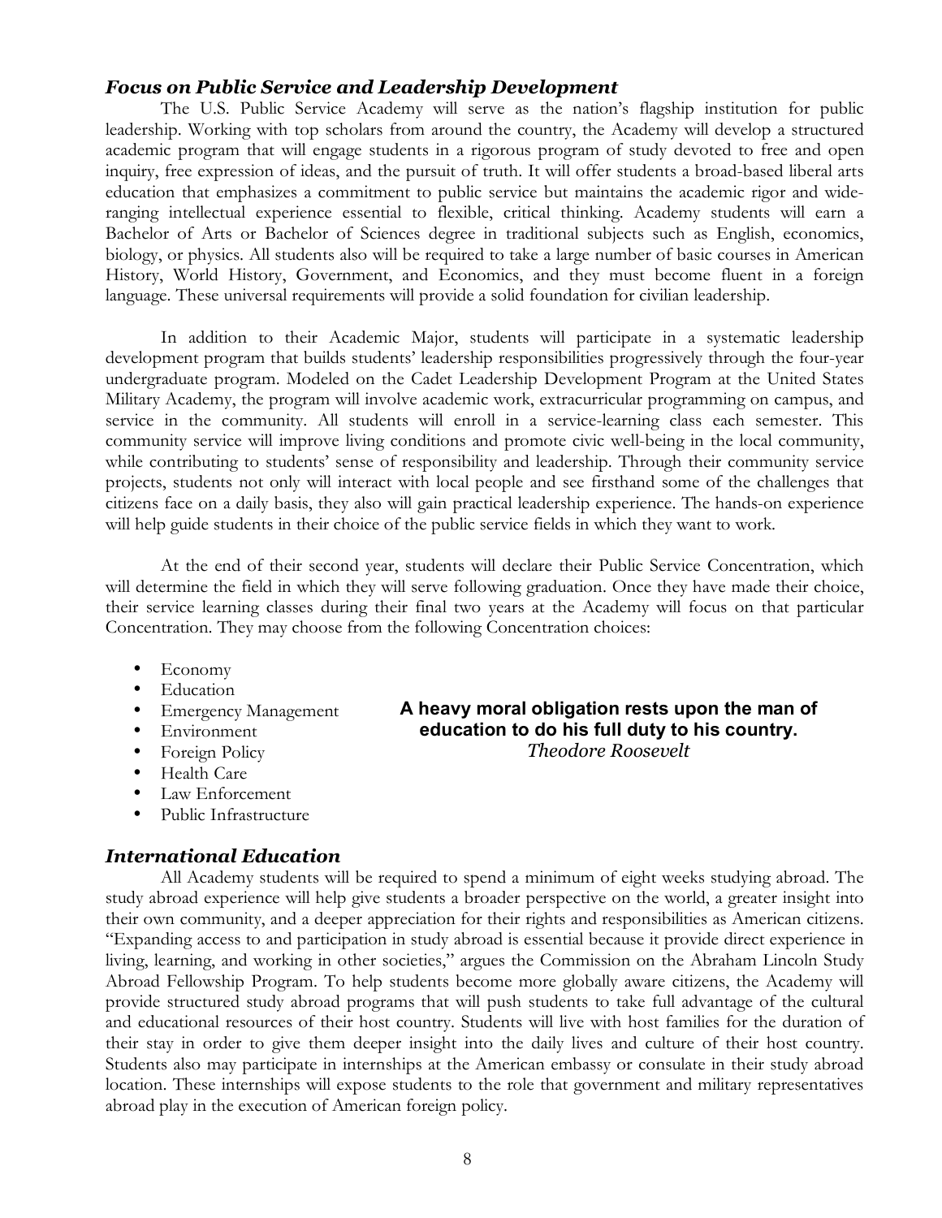### *Focus on Public Service and Leadership Development*

The U.S. Public Service Academy will serve as the nation's flagship institution for public leadership. Working with top scholars from around the country, the Academy will develop a structured academic program that will engage students in a rigorous program of study devoted to free and open inquiry, free expression of ideas, and the pursuit of truth. It will offer students a broad-based liberal arts education that emphasizes a commitment to public service but maintains the academic rigor and wide-ranging intellectual experience essential to flexible, critical thinking. Academy students will earn a Bachelor of Arts or Bachelor of Sciences degree in traditional subjects such as English, economics, biology, or physics. All students also will be required to take a large number of basic courses in American History, World History, Government, and Economics, and they must become fluent in a foreign language. These universal requirements will provide a solid foundation for civilian leadership.

In addition to their Academic Major, students will participate in a systematic leadership development program that builds students' leadership responsibilities progressively through the four-year undergraduate program. Modeled on the Cadet Leadership Development Program at the United States Military Academy, the program will involve academic work, extracurricular programming on campus, and service in the community. All students will enroll in a service-learning class each semester. This community service will improve living conditions and promote civic well-being in the local community, while contributing to students' sense of responsibility and leadership. Through their community service projects, students not only will interact with local people and see firsthand some of the challenges that citizens face on a daily basis, they also will gain practical leadership experience. The hands-on experience will help guide students in their choice of the public service fields in which they want to work.

At the end of their second year, students will declare their Public Service Concentration, which will determine the field in which they will serve following graduation. Once they have made their choice, their service learning classes during their final two years at the Academy will focus on that particular Concentration. They may choose from the following Concentration choices:

- Economy
- Education
- Emergency Management
- Environment
- Foreign Policy
- Health Care
- Law Enforcement
- Public Infrastructure

**A heavy moral obligation rests upon the man of education to do his full duty to his country.**
*Theodore Roosevelt*

### *International Education*

All Academy students will be required to spend a minimum of eight weeks studying abroad. The study abroad experience will help give students a broader perspective on the world, a greater insight into their own community, and a deeper appreciation for their rights and responsibilities as American citizens. "Expanding access to and participation in study abroad is essential because it provide direct experience in living, learning, and working in other societies," argues the Commission on the Abraham Lincoln Study Abroad Fellowship Program. To help students become more globally aware citizens, the Academy will provide structured study abroad programs that will push students to take full advantage of the cultural and educational resources of their host country. Students will live with host families for the duration of their stay in order to give them deeper insight into the daily lives and culture of their host country. Students also may participate in internships at the American embassy or consulate in their study abroad location. These internships will expose students to the role that government and military representatives abroad play in the execution of American foreign policy.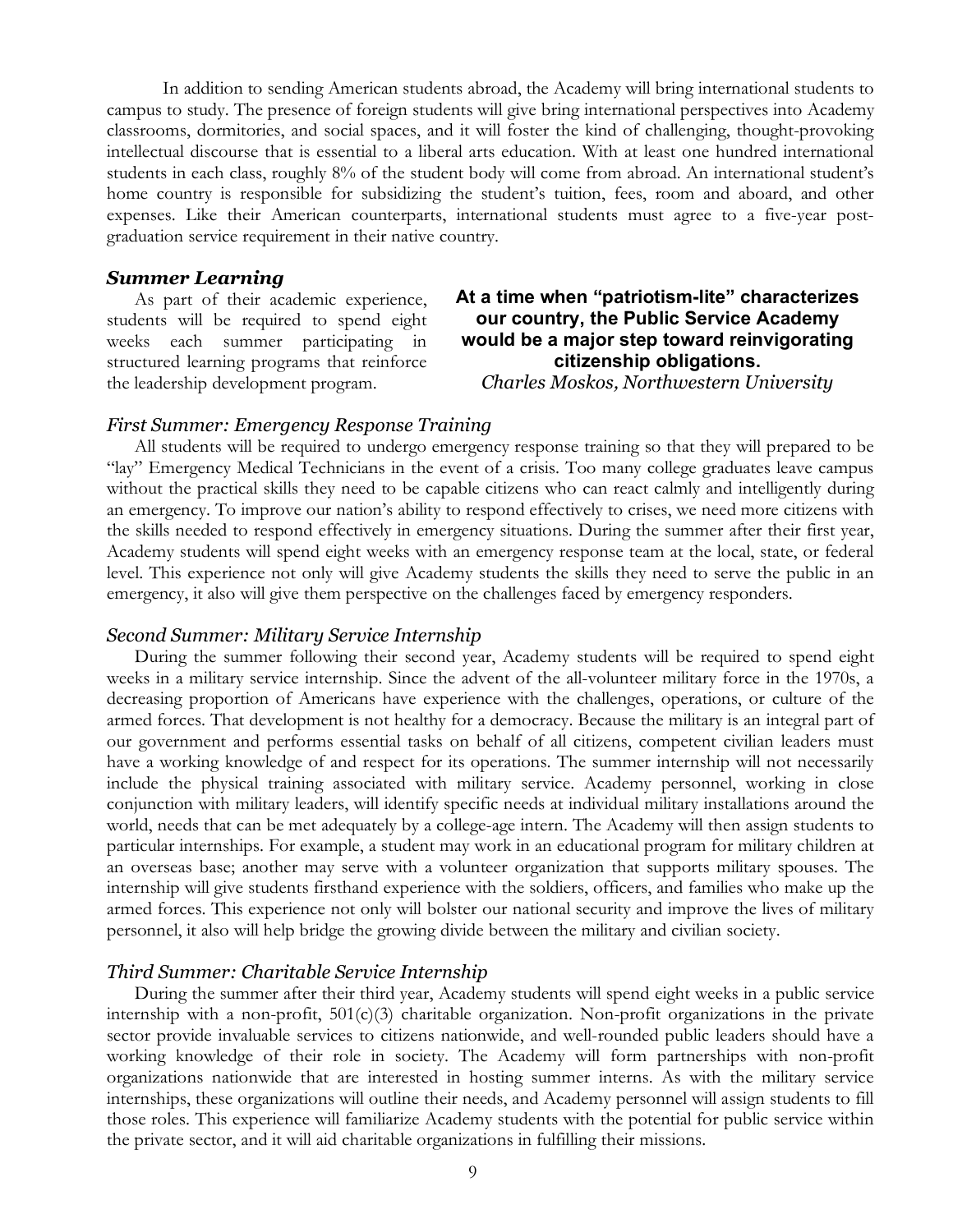In addition to sending American students abroad, the Academy will bring international students to campus to study. The presence of foreign students will give bring international perspectives into Academy classrooms, dormitories, and social spaces, and it will foster the kind of challenging, thought-provoking intellectual discourse that is essential to a liberal arts education. With at least one hundred international students in each class, roughly 8% of the student body will come from abroad. An international student's home country is responsible for subsidizing the student's tuition, fees, room and aboard, and other expenses. Like their American counterparts, international students must agree to a five-year post-graduation service requirement in their native country.

### *Summer Learning*

As part of their academic experience, students will be required to spend eight weeks each summer participating in structured learning programs that reinforce the leadership development program.

> **At a time when "patriotism-lite" characterizes our country, the Public Service Academy would be a major step toward reinvigorating citizenship obligations.**
> *Charles Moskos, Northwestern University*

#### *First Summer: Emergency Response Training*

All students will be required to undergo emergency response training so that they will prepared to be "lay" Emergency Medical Technicians in the event of a crisis. Too many college graduates leave campus without the practical skills they need to be capable citizens who can react calmly and intelligently during an emergency. To improve our nation's ability to respond effectively to crises, we need more citizens with the skills needed to respond effectively in emergency situations. During the summer after their first year, Academy students will spend eight weeks with an emergency response team at the local, state, or federal level. This experience not only will give Academy students the skills they need to serve the public in an emergency, it also will give them perspective on the challenges faced by emergency responders.

#### *Second Summer: Military Service Internship*

During the summer following their second year, Academy students will be required to spend eight weeks in a military service internship. Since the advent of the all-volunteer military force in the 1970s, a decreasing proportion of Americans have experience with the challenges, operations, or culture of the armed forces. That development is not healthy for a democracy. Because the military is an integral part of our government and performs essential tasks on behalf of all citizens, competent civilian leaders must have a working knowledge of and respect for its operations. The summer internship will not necessarily include the physical training associated with military service. Academy personnel, working in close conjunction with military leaders, will identify specific needs at individual military installations around the world, needs that can be met adequately by a college-age intern. The Academy will then assign students to particular internships. For example, a student may work in an educational program for military children at an overseas base; another may serve with a volunteer organization that supports military spouses. The internship will give students firsthand experience with the soldiers, officers, and families who make up the armed forces. This experience not only will bolster our national security and improve the lives of military personnel, it also will help bridge the growing divide between the military and civilian society.

#### *Third Summer: Charitable Service Internship*

During the summer after their third year, Academy students will spend eight weeks in a public service internship with a non-profit, 501(c)(3) charitable organization. Non-profit organizations in the private sector provide invaluable services to citizens nationwide, and well-rounded public leaders should have a working knowledge of their role in society. The Academy will form partnerships with non-profit organizations nationwide that are interested in hosting summer interns. As with the military service internships, these organizations will outline their needs, and Academy personnel will assign students to fill those roles. This experience will familiarize Academy students with the potential for public service within the private sector, and it will aid charitable organizations in fulfilling their missions.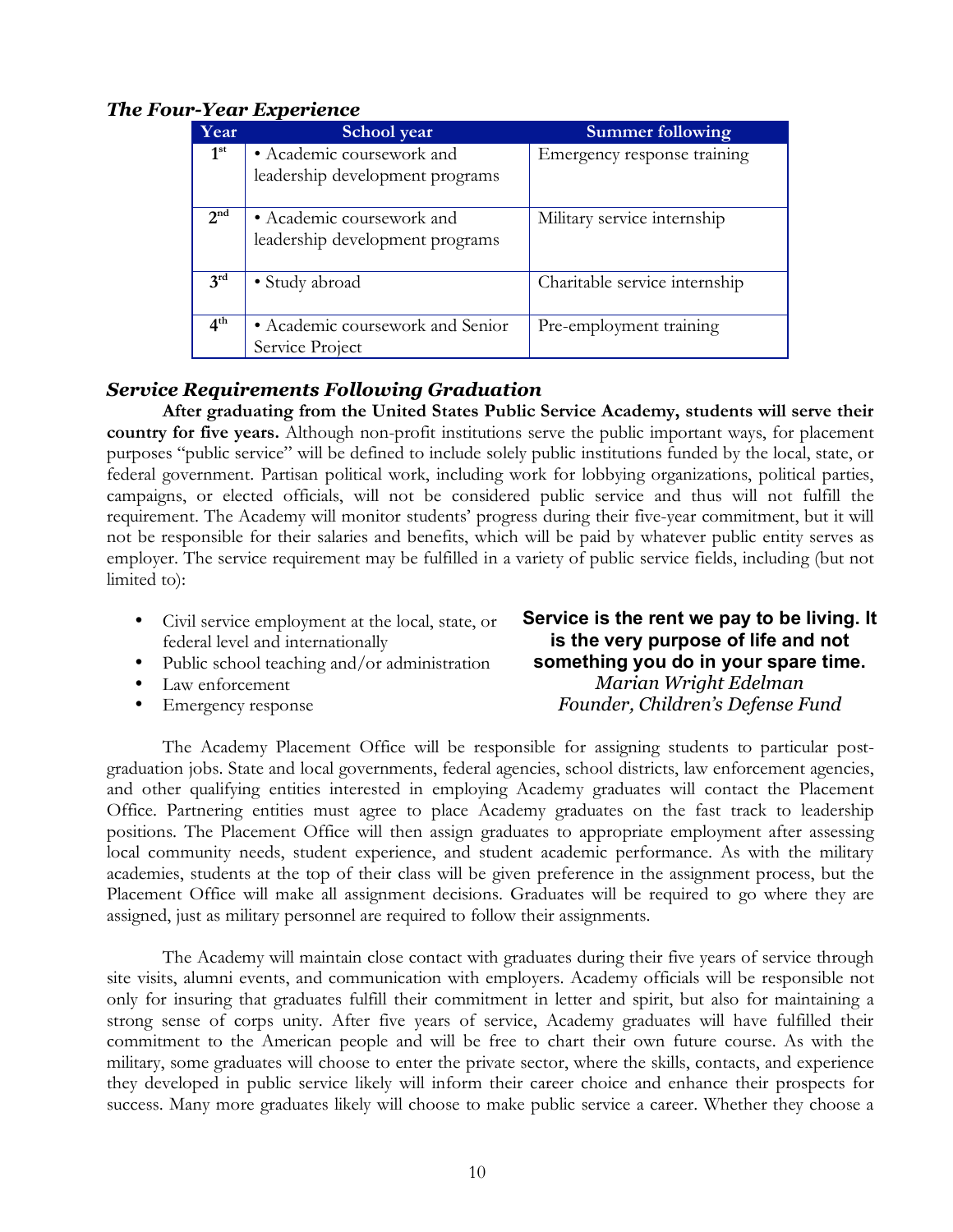### *The Four-Year Experience*

| Year | School year | Summer following |
|---|---|---|
| 1st | • Academic coursework and leadership development programs | Emergency response training |
| 2nd | • Academic coursework and leadership development programs | Military service internship |
| 3rd | • Study abroad | Charitable service internship |
| 4th | • Academic coursework and Senior Service Project | Pre-employment training |

### *Service Requirements Following Graduation*

**After graduating from the United States Public Service Academy, students will serve their country for five years.** Although non-profit institutions serve the public important ways, for placement purposes "public service" will be defined to include solely public institutions funded by the local, state, or federal government. Partisan political work, including work for lobbying organizations, political parties, campaigns, or elected officials, will not be considered public service and thus will not fulfill the requirement. The Academy will monitor students' progress during their five-year commitment, but it will not be responsible for their salaries and benefits, which will be paid by whatever public entity serves as employer. The service requirement may be fulfilled in a variety of public service fields, including (but not limited to):

- Civil service employment at the local, state, or federal level and internationally
- Public school teaching and/or administration
- Law enforcement
- Emergency response

> **Service is the rent we pay to be living. It is the very purpose of life and not something you do in your spare time.**
> *Marian Wright Edelman*
> *Founder, Children's Defense Fund*

The Academy Placement Office will be responsible for assigning students to particular post-graduation jobs. State and local governments, federal agencies, school districts, law enforcement agencies, and other qualifying entities interested in employing Academy graduates will contact the Placement Office. Partnering entities must agree to place Academy graduates on the fast track to leadership positions. The Placement Office will then assign graduates to appropriate employment after assessing local community needs, student experience, and student academic performance. As with the military academies, students at the top of their class will be given preference in the assignment process, but the Placement Office will make all assignment decisions. Graduates will be required to go where they are assigned, just as military personnel are required to follow their assignments.

The Academy will maintain close contact with graduates during their five years of service through site visits, alumni events, and communication with employers. Academy officials will be responsible not only for insuring that graduates fulfill their commitment in letter and spirit, but also for maintaining a strong sense of corps unity. After five years of service, Academy graduates will have fulfilled their commitment to the American people and will be free to chart their own future course. As with the military, some graduates will choose to enter the private sector, where the skills, contacts, and experience they developed in public service likely will inform their career choice and enhance their prospects for success. Many more graduates likely will choose to make public service a career. Whether they choose a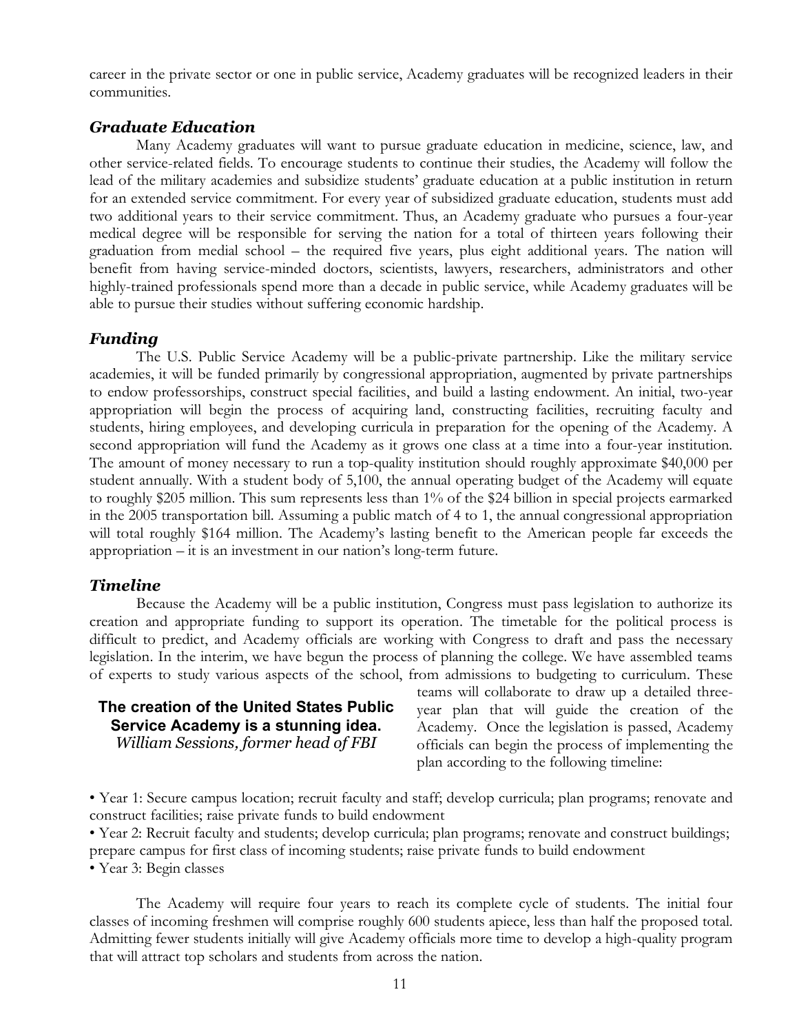career in the private sector or one in public service, Academy graduates will be recognized leaders in their communities.

### *Graduate Education*

Many Academy graduates will want to pursue graduate education in medicine, science, law, and other service-related fields. To encourage students to continue their studies, the Academy will follow the lead of the military academies and subsidize students' graduate education at a public institution in return for an extended service commitment. For every year of subsidized graduate education, students must add two additional years to their service commitment. Thus, an Academy graduate who pursues a four-year medical degree will be responsible for serving the nation for a total of thirteen years following their graduation from medial school – the required five years, plus eight additional years. The nation will benefit from having service-minded doctors, scientists, lawyers, researchers, administrators and other highly-trained professionals spend more than a decade in public service, while Academy graduates will be able to pursue their studies without suffering economic hardship.

### *Funding*

The U.S. Public Service Academy will be a public-private partnership. Like the military service academies, it will be funded primarily by congressional appropriation, augmented by private partnerships to endow professorships, construct special facilities, and build a lasting endowment. An initial, two-year appropriation will begin the process of acquiring land, constructing facilities, recruiting faculty and students, hiring employees, and developing curricula in preparation for the opening of the Academy. A second appropriation will fund the Academy as it grows one class at a time into a four-year institution. The amount of money necessary to run a top-quality institution should roughly approximate $40,000 per student annually. With a student body of 5,100, the annual operating budget of the Academy will equate to roughly $205 million. This sum represents less than 1% of the $24 billion in special projects earmarked in the 2005 transportation bill. Assuming a public match of 4 to 1, the annual congressional appropriation will total roughly $164 million. The Academy's lasting benefit to the American people far exceeds the appropriation – it is an investment in our nation's long-term future.

### *Timeline*

Because the Academy will be a public institution, Congress must pass legislation to authorize its creation and appropriate funding to support its operation. The timetable for the political process is difficult to predict, and Academy officials are working with Congress to draft and pass the necessary legislation. In the interim, we have begun the process of planning the college. We have assembled teams of experts to study various aspects of the school, from admissions to budgeting to curriculum. These teams will collaborate to draw up a detailed three-year plan that will guide the creation of the Academy. Once the legislation is passed, Academy officials can begin the process of implementing the plan according to the following timeline:

> **The creation of the United States Public Service Academy is a stunning idea.**
> *William Sessions, former head of FBI*

- Year 1: Secure campus location; recruit faculty and staff; develop curricula; plan programs; renovate and construct facilities; raise private funds to build endowment
- Year 2: Recruit faculty and students; develop curricula; plan programs; renovate and construct buildings; prepare campus for first class of incoming students; raise private funds to build endowment
- Year 3: Begin classes

The Academy will require four years to reach its complete cycle of students. The initial four classes of incoming freshmen will comprise roughly 600 students apiece, less than half the proposed total. Admitting fewer students initially will give Academy officials more time to develop a high-quality program that will attract top scholars and students from across the nation.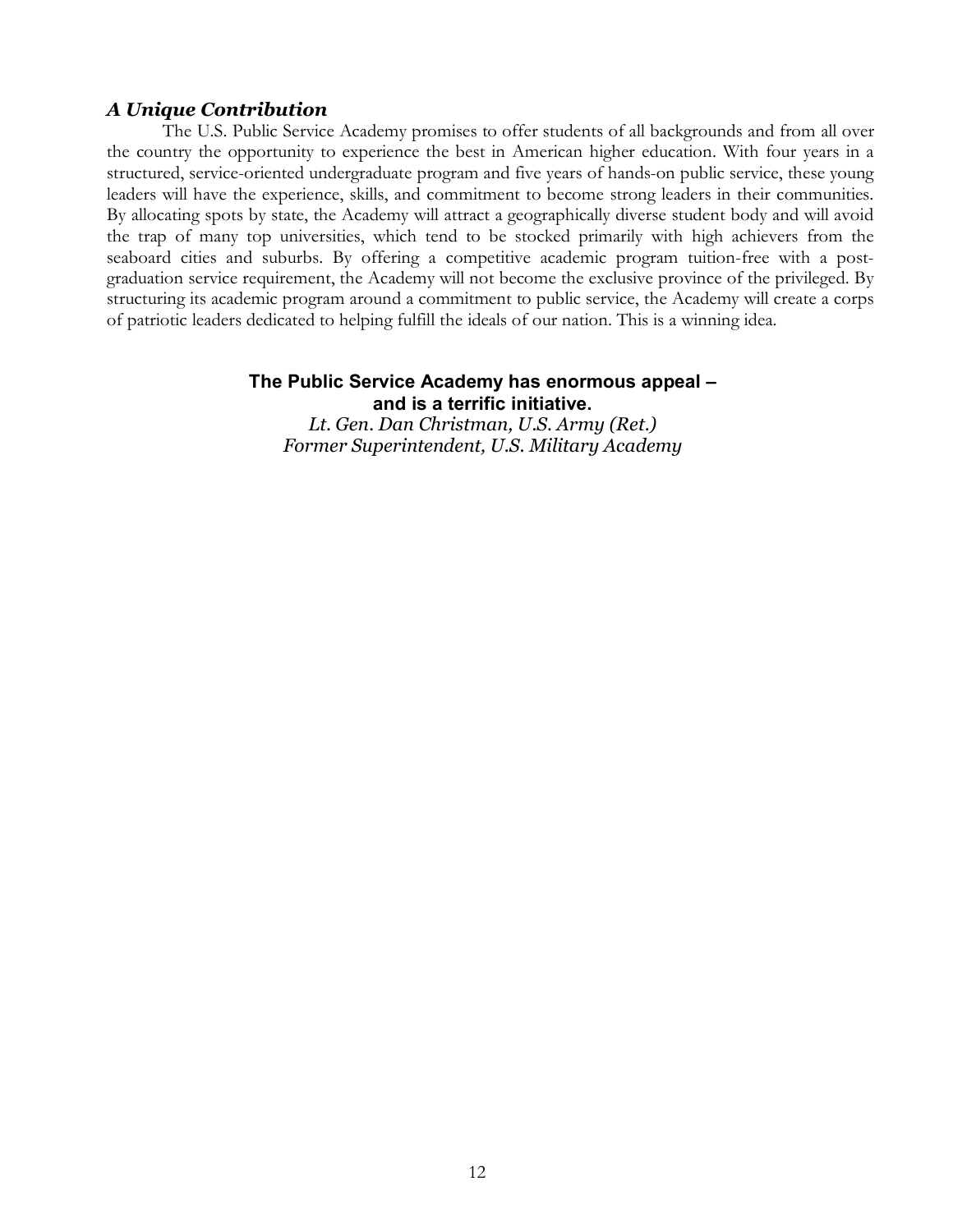### *A Unique Contribution*

The U.S. Public Service Academy promises to offer students of all backgrounds and from all over the country the opportunity to experience the best in American higher education. With four years in a structured, service-oriented undergraduate program and five years of hands-on public service, these young leaders will have the experience, skills, and commitment to become strong leaders in their communities. By allocating spots by state, the Academy will attract a geographically diverse student body and will avoid the trap of many top universities, which tend to be stocked primarily with high achievers from the seaboard cities and suburbs. By offering a competitive academic program tuition-free with a post-graduation service requirement, the Academy will not become the exclusive province of the privileged. By structuring its academic program around a commitment to public service, the Academy will create a corps of patriotic leaders dedicated to helping fulfill the ideals of our nation. This is a winning idea.

**The Public Service Academy has enormous appeal – and is a terrific initiative.**

*Lt. Gen. Dan Christman, U.S. Army (Ret.)*
*Former Superintendent, U.S. Military Academy*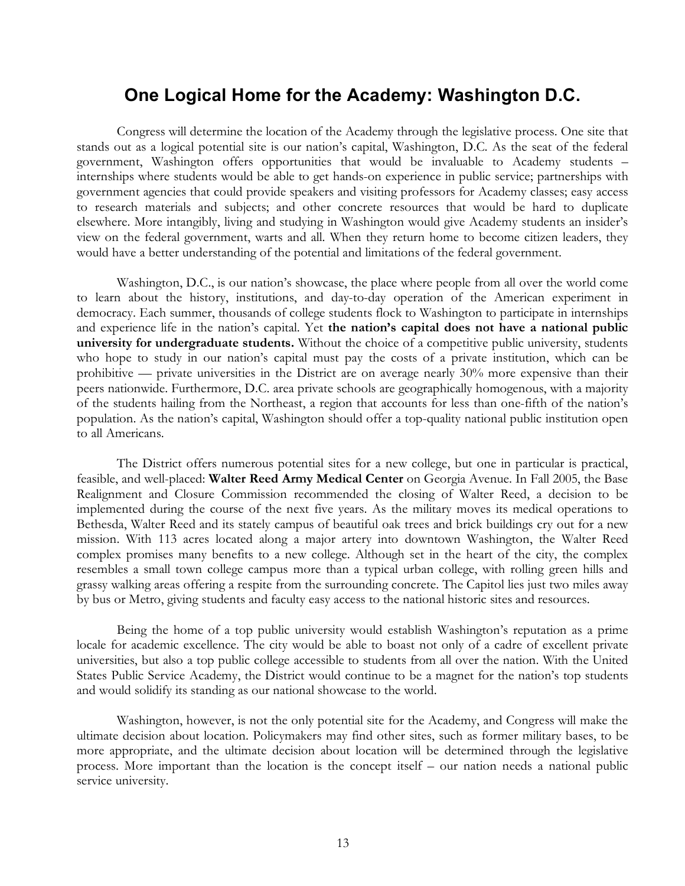# One Logical Home for the Academy: Washington D.C.

Congress will determine the location of the Academy through the legislative process. One site that stands out as a logical potential site is our nation's capital, Washington, D.C. As the seat of the federal government, Washington offers opportunities that would be invaluable to Academy students – internships where students would be able to get hands-on experience in public service; partnerships with government agencies that could provide speakers and visiting professors for Academy classes; easy access to research materials and subjects; and other concrete resources that would be hard to duplicate elsewhere. More intangibly, living and studying in Washington would give Academy students an insider's view on the federal government, warts and all. When they return home to become citizen leaders, they would have a better understanding of the potential and limitations of the federal government.

Washington, D.C., is our nation's showcase, the place where people from all over the world come to learn about the history, institutions, and day-to-day operation of the American experiment in democracy. Each summer, thousands of college students flock to Washington to participate in internships and experience life in the nation's capital. Yet **the nation's capital does not have a national public university for undergraduate students.** Without the choice of a competitive public university, students who hope to study in our nation's capital must pay the costs of a private institution, which can be prohibitive — private universities in the District are on average nearly 30% more expensive than their peers nationwide. Furthermore, D.C. area private schools are geographically homogenous, with a majority of the students hailing from the Northeast, a region that accounts for less than one-fifth of the nation's population. As the nation's capital, Washington should offer a top-quality national public institution open to all Americans.

The District offers numerous potential sites for a new college, but one in particular is practical, feasible, and well-placed: **Walter Reed Army Medical Center** on Georgia Avenue. In Fall 2005, the Base Realignment and Closure Commission recommended the closing of Walter Reed, a decision to be implemented during the course of the next five years. As the military moves its medical operations to Bethesda, Walter Reed and its stately campus of beautiful oak trees and brick buildings cry out for a new mission. With 113 acres located along a major artery into downtown Washington, the Walter Reed complex promises many benefits to a new college. Although set in the heart of the city, the complex resembles a small town college campus more than a typical urban college, with rolling green hills and grassy walking areas offering a respite from the surrounding concrete. The Capitol lies just two miles away by bus or Metro, giving students and faculty easy access to the national historic sites and resources.

Being the home of a top public university would establish Washington's reputation as a prime locale for academic excellence. The city would be able to boast not only of a cadre of excellent private universities, but also a top public college accessible to students from all over the nation. With the United States Public Service Academy, the District would continue to be a magnet for the nation's top students and would solidify its standing as our national showcase to the world.

Washington, however, is not the only potential site for the Academy, and Congress will make the ultimate decision about location. Policymakers may find other sites, such as former military bases, to be more appropriate, and the ultimate decision about location will be determined through the legislative process. More important than the location is the concept itself – our nation needs a national public service university.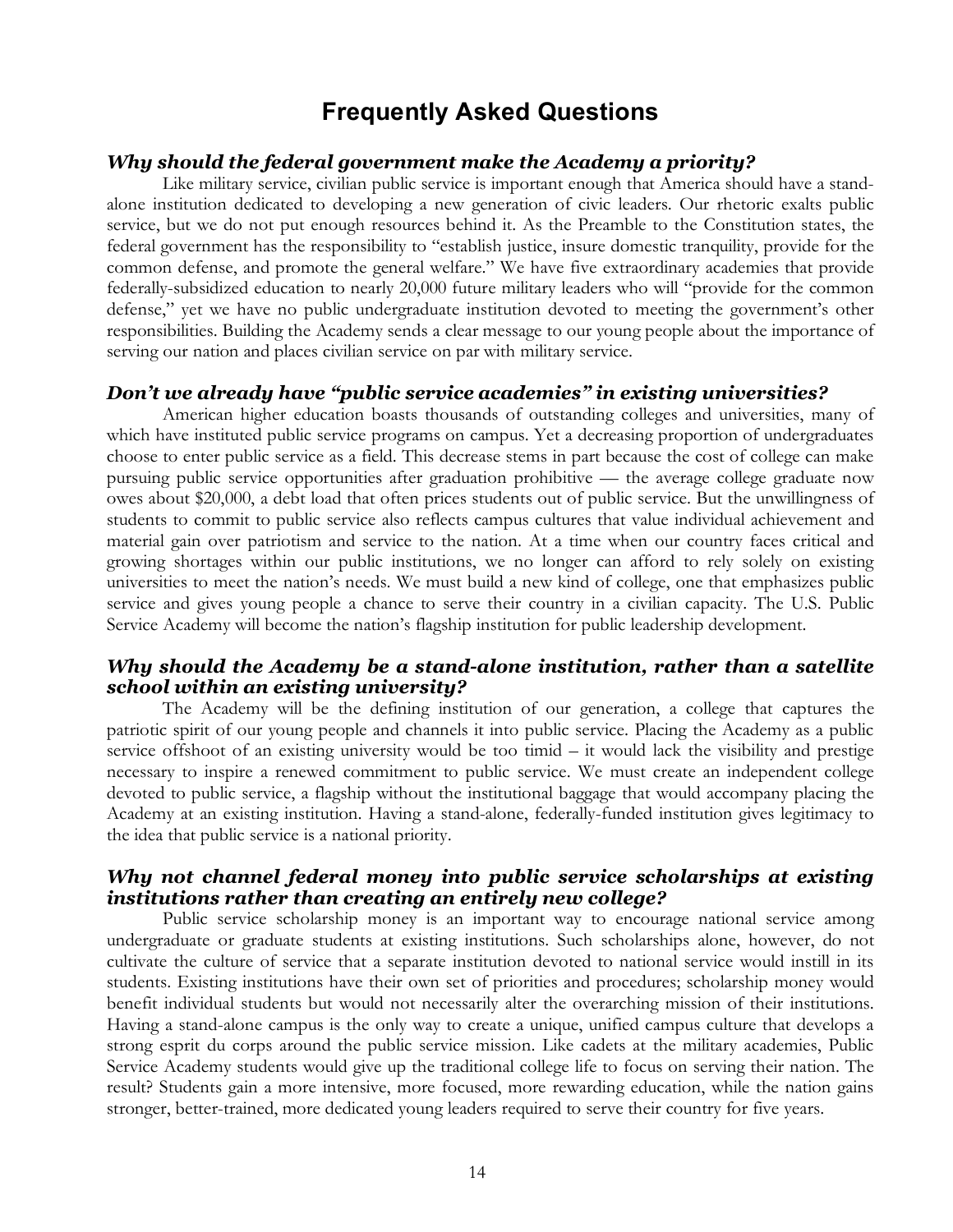# Frequently Asked Questions

### *Why should the federal government make the Academy a priority?*

Like military service, civilian public service is important enough that America should have a stand-alone institution dedicated to developing a new generation of civic leaders. Our rhetoric exalts public service, but we do not put enough resources behind it. As the Preamble to the Constitution states, the federal government has the responsibility to "establish justice, insure domestic tranquility, provide for the common defense, and promote the general welfare." We have five extraordinary academies that provide federally-subsidized education to nearly 20,000 future military leaders who will "provide for the common defense," yet we have no public undergraduate institution devoted to meeting the government's other responsibilities. Building the Academy sends a clear message to our young people about the importance of serving our nation and places civilian service on par with military service.

### *Don't we already have "public service academies" in existing universities?*

American higher education boasts thousands of outstanding colleges and universities, many of which have instituted public service programs on campus. Yet a decreasing proportion of undergraduates choose to enter public service as a field. This decrease stems in part because the cost of college can make pursuing public service opportunities after graduation prohibitive — the average college graduate now owes about $20,000, a debt load that often prices students out of public service. But the unwillingness of students to commit to public service also reflects campus cultures that value individual achievement and material gain over patriotism and service to the nation. At a time when our country faces critical and growing shortages within our public institutions, we no longer can afford to rely solely on existing universities to meet the nation's needs. We must build a new kind of college, one that emphasizes public service and gives young people a chance to serve their country in a civilian capacity. The U.S. Public Service Academy will become the nation's flagship institution for public leadership development.

### *Why should the Academy be a stand-alone institution, rather than a satellite school within an existing university?*

The Academy will be the defining institution of our generation, a college that captures the patriotic spirit of our young people and channels it into public service. Placing the Academy as a public service offshoot of an existing university would be too timid – it would lack the visibility and prestige necessary to inspire a renewed commitment to public service. We must create an independent college devoted to public service, a flagship without the institutional baggage that would accompany placing the Academy at an existing institution. Having a stand-alone, federally-funded institution gives legitimacy to the idea that public service is a national priority.

### *Why not channel federal money into public service scholarships at existing institutions rather than creating an entirely new college?*

Public service scholarship money is an important way to encourage national service among undergraduate or graduate students at existing institutions. Such scholarships alone, however, do not cultivate the culture of service that a separate institution devoted to national service would instill in its students. Existing institutions have their own set of priorities and procedures; scholarship money would benefit individual students but would not necessarily alter the overarching mission of their institutions. Having a stand-alone campus is the only way to create a unique, unified campus culture that develops a strong esprit du corps around the public service mission. Like cadets at the military academies, Public Service Academy students would give up the traditional college life to focus on serving their nation. The result? Students gain a more intensive, more focused, more rewarding education, while the nation gains stronger, better-trained, more dedicated young leaders required to serve their country for five years.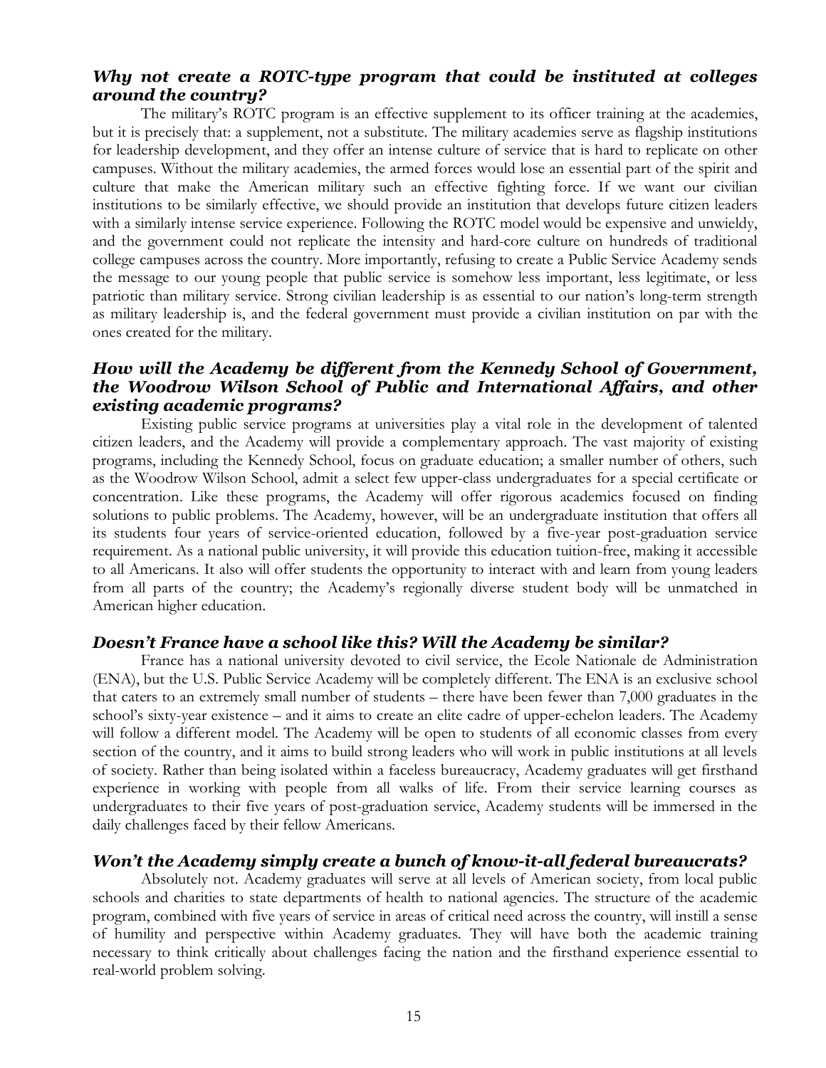### *Why not create a ROTC-type program that could be instituted at colleges around the country?*

The military's ROTC program is an effective supplement to its officer training at the academies, but it is precisely that: a supplement, not a substitute. The military academies serve as flagship institutions for leadership development, and they offer an intense culture of service that is hard to replicate on other campuses. Without the military academies, the armed forces would lose an essential part of the spirit and culture that make the American military such an effective fighting force. If we want our civilian institutions to be similarly effective, we should provide an institution that develops future citizen leaders with a similarly intense service experience. Following the ROTC model would be expensive and unwieldy, and the government could not replicate the intensity and hard-core culture on hundreds of traditional college campuses across the country. More importantly, refusing to create a Public Service Academy sends the message to our young people that public service is somehow less important, less legitimate, or less patriotic than military service. Strong civilian leadership is as essential to our nation's long-term strength as military leadership is, and the federal government must provide a civilian institution on par with the ones created for the military.

### *How will the Academy be different from the Kennedy School of Government, the Woodrow Wilson School of Public and International Affairs, and other existing academic programs?*

Existing public service programs at universities play a vital role in the development of talented citizen leaders, and the Academy will provide a complementary approach. The vast majority of existing programs, including the Kennedy School, focus on graduate education; a smaller number of others, such as the Woodrow Wilson School, admit a select few upper-class undergraduates for a special certificate or concentration. Like these programs, the Academy will offer rigorous academics focused on finding solutions to public problems. The Academy, however, will be an undergraduate institution that offers all its students four years of service-oriented education, followed by a five-year post-graduation service requirement. As a national public university, it will provide this education tuition-free, making it accessible to all Americans. It also will offer students the opportunity to interact with and learn from young leaders from all parts of the country; the Academy's regionally diverse student body will be unmatched in American higher education.

### *Doesn't France have a school like this? Will the Academy be similar?*

France has a national university devoted to civil service, the Ecole Nationale de Administration (ENA), but the U.S. Public Service Academy will be completely different. The ENA is an exclusive school that caters to an extremely small number of students – there have been fewer than 7,000 graduates in the school's sixty-year existence – and it aims to create an elite cadre of upper-echelon leaders. The Academy will follow a different model. The Academy will be open to students of all economic classes from every section of the country, and it aims to build strong leaders who will work in public institutions at all levels of society. Rather than being isolated within a faceless bureaucracy, Academy graduates will get firsthand experience in working with people from all walks of life. From their service learning courses as undergraduates to their five years of post-graduation service, Academy students will be immersed in the daily challenges faced by their fellow Americans.

### *Won't the Academy simply create a bunch of know-it-all federal bureaucrats?*

Absolutely not. Academy graduates will serve at all levels of American society, from local public schools and charities to state departments of health to national agencies. The structure of the academic program, combined with five years of service in areas of critical need across the country, will instill a sense of humility and perspective within Academy graduates. They will have both the academic training necessary to think critically about challenges facing the nation and the firsthand experience essential to real-world problem solving.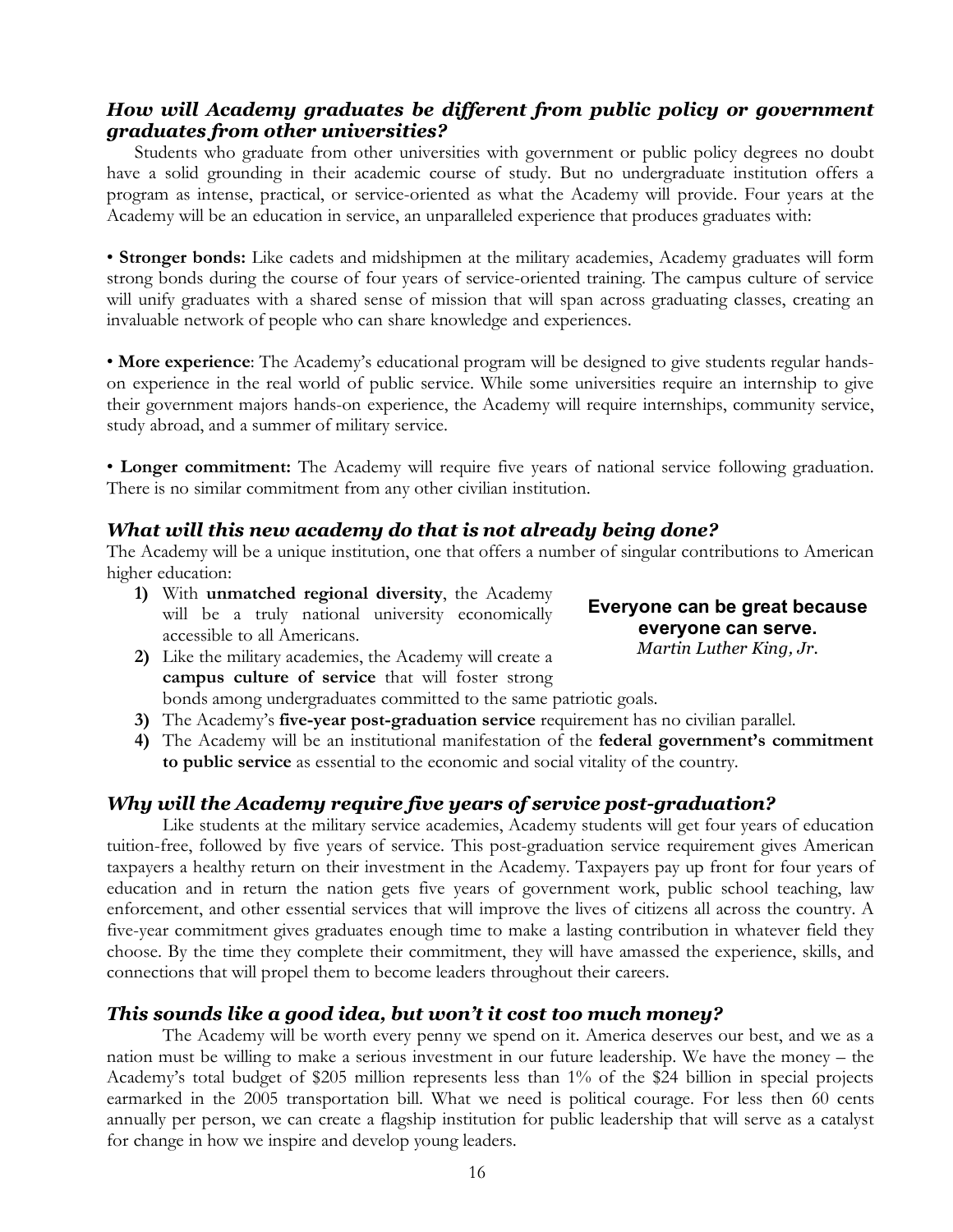## *How will Academy graduates be different from public policy or government graduates from other universities?*

Students who graduate from other universities with government or public policy degrees no doubt have a solid grounding in their academic course of study. But no undergraduate institution offers a program as intense, practical, or service-oriented as what the Academy will provide. Four years at the Academy will be an education in service, an unparalleled experience that produces graduates with:

• **Stronger bonds:** Like cadets and midshipmen at the military academies, Academy graduates will form strong bonds during the course of four years of service-oriented training. The campus culture of service will unify graduates with a shared sense of mission that will span across graduating classes, creating an invaluable network of people who can share knowledge and experiences.

• **More experience**: The Academy's educational program will be designed to give students regular hands-on experience in the real world of public service. While some universities require an internship to give their government majors hands-on experience, the Academy will require internships, community service, study abroad, and a summer of military service.

• **Longer commitment:** The Academy will require five years of national service following graduation. There is no similar commitment from any other civilian institution.

## *What will this new academy do that is not already being done?*

The Academy will be a unique institution, one that offers a number of singular contributions to American higher education:

1) With **unmatched regional diversity**, the Academy will be a truly national university economically accessible to all Americans.
2) Like the military academies, the Academy will create a **campus culture of service** that will foster strong bonds among undergraduates committed to the same patriotic goals.
3) The Academy's **five-year post-graduation service** requirement has no civilian parallel.
4) The Academy will be an institutional manifestation of the **federal government's commitment to public service** as essential to the economic and social vitality of the country.

**Everyone can be great because everyone can serve.**
*Martin Luther King, Jr.*

## *Why will the Academy require five years of service post-graduation?*

Like students at the military service academies, Academy students will get four years of education tuition-free, followed by five years of service. This post-graduation service requirement gives American taxpayers a healthy return on their investment in the Academy. Taxpayers pay up front for four years of education and in return the nation gets five years of government work, public school teaching, law enforcement, and other essential services that will improve the lives of citizens all across the country. A five-year commitment gives graduates enough time to make a lasting contribution in whatever field they choose. By the time they complete their commitment, they will have amassed the experience, skills, and connections that will propel them to become leaders throughout their careers.

## *This sounds like a good idea, but won't it cost too much money?*

The Academy will be worth every penny we spend on it. America deserves our best, and we as a nation must be willing to make a serious investment in our future leadership. We have the money – the Academy's total budget of $205 million represents less than 1% of the $24 billion in special projects earmarked in the 2005 transportation bill. What we need is political courage. For less then 60 cents annually per person, we can create a flagship institution for public leadership that will serve as a catalyst for change in how we inspire and develop young leaders.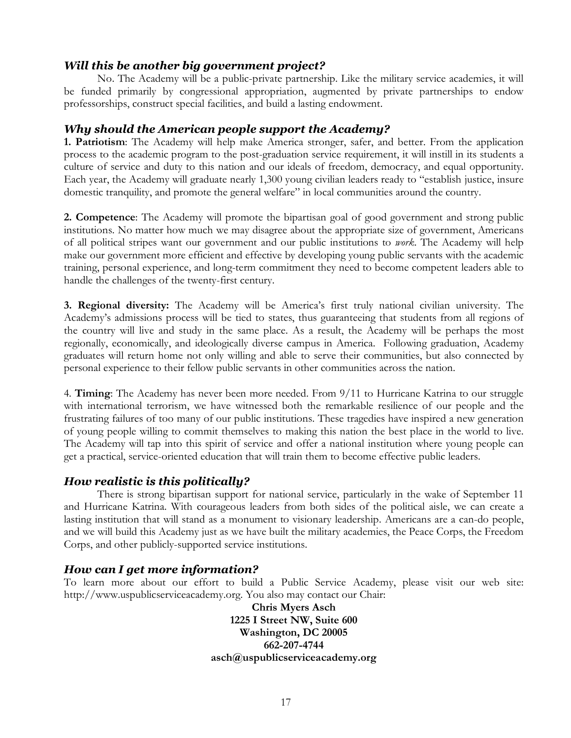## *Will this be another big government project?*

No. The Academy will be a public-private partnership. Like the military service academies, it will be funded primarily by congressional appropriation, augmented by private partnerships to endow professorships, construct special facilities, and build a lasting endowment.

## *Why should the American people support the Academy?*

**1. Patriotism**: The Academy will help make America stronger, safer, and better. From the application process to the academic program to the post-graduation service requirement, it will instill in its students a culture of service and duty to this nation and our ideals of freedom, democracy, and equal opportunity. Each year, the Academy will graduate nearly 1,300 young civilian leaders ready to "establish justice, insure domestic tranquility, and promote the general welfare" in local communities around the country.

**2. Competence**: The Academy will promote the bipartisan goal of good government and strong public institutions. No matter how much we may disagree about the appropriate size of government, Americans of all political stripes want our government and our public institutions to *work*. The Academy will help make our government more efficient and effective by developing young public servants with the academic training, personal experience, and long-term commitment they need to become competent leaders able to handle the challenges of the twenty-first century.

**3. Regional diversity:** The Academy will be America's first truly national civilian university. The Academy's admissions process will be tied to states, thus guaranteeing that students from all regions of the country will live and study in the same place. As a result, the Academy will be perhaps the most regionally, economically, and ideologically diverse campus in America. Following graduation, Academy graduates will return home not only willing and able to serve their communities, but also connected by personal experience to their fellow public servants in other communities across the nation.

4. **Timing**: The Academy has never been more needed. From 9/11 to Hurricane Katrina to our struggle with international terrorism, we have witnessed both the remarkable resilience of our people and the frustrating failures of too many of our public institutions. These tragedies have inspired a new generation of young people willing to commit themselves to making this nation the best place in the world to live. The Academy will tap into this spirit of service and offer a national institution where young people can get a practical, service-oriented education that will train them to become effective public leaders.

## *How realistic is this politically?*

There is strong bipartisan support for national service, particularly in the wake of September 11 and Hurricane Katrina. With courageous leaders from both sides of the political aisle, we can create a lasting institution that will stand as a monument to visionary leadership. Americans are a can-do people, and we will build this Academy just as we have built the military academies, the Peace Corps, the Freedom Corps, and other publicly-supported service institutions.

## *How can I get more information?*

To learn more about our effort to build a Public Service Academy, please visit our web site: http://www.uspublicserviceacademy.org. You also may contact our Chair:

**Chris Myers Asch**
**1225 I Street NW, Suite 600**
**Washington, DC 20005**
**662-207-4744**
**asch@uspublicserviceacademy.org**